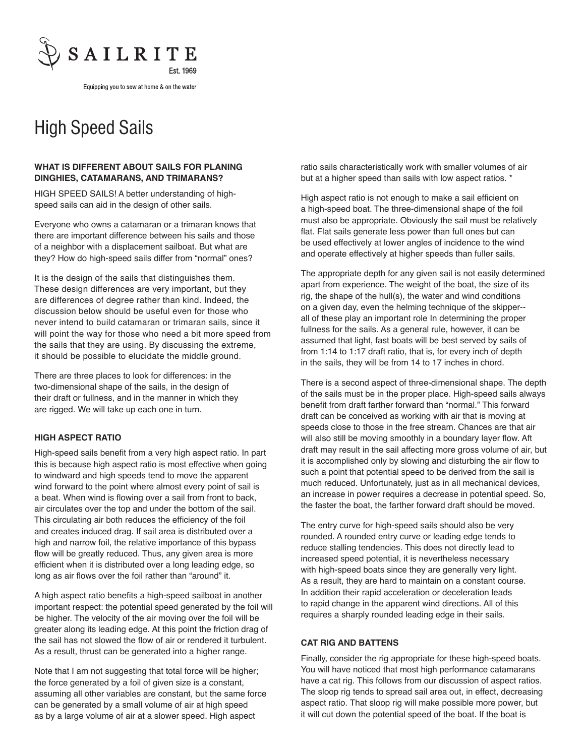SAILRITE

Est. 1969

Equipping you to sew at home & on the water

# High Speed Sails

**WHAT IS DIFFERENT ABOUT SAILS FOR PLANING DINGHIES, CATAMARANS, AND TRIMARANS?**

HIGH SPEED SAILS! A better understanding of high-speed sails can aid in the design of other sails.

Everyone who owns a catamaran or a trimaran knows that there are important difference between his sails and those of a neighbor with a displacement sailboat. But what are they? How do high-speed sails differ from "normal" ones?

It is the design of the sails that distinguishes them. These design differences are very important, but they are differences of degree rather than kind. Indeed, the discussion below should be useful even for those who never intend to build catamaran or trimaran sails, since it will point the way for those who need a bit more speed from the sails that they are using. By discussing the extreme, it should be possible to elucidate the middle ground.

There are three places to look for differences: in the two-dimensional shape of the sails, in the design of their draft or fullness, and in the manner in which they are rigged. We will take up each one in turn.

## HIGH ASPECT RATIO

High-speed sails benefit from a very high aspect ratio. In part this is because high aspect ratio is most effective when going to windward and high speeds tend to move the apparent wind forward to the point where almost every point of sail is a beat. When wind is flowing over a sail from front to back, air circulates over the top and under the bottom of the sail. This circulating air both reduces the efficiency of the foil and creates induced drag. If sail area is distributed over a high and narrow foil, the relative importance of this bypass flow will be greatly reduced. Thus, any given area is more efficient when it is distributed over a long leading edge, so long as air flows over the foil rather than "around" it.

A high aspect ratio benefits a high-speed sailboat in another important respect: the potential speed generated by the foil will be higher. The velocity of the air moving over the foil will be greater along its leading edge. At this point the friction drag of the sail has not slowed the flow of air or rendered it turbulent. As a result, thrust can be generated into a higher range.

Note that I am not suggesting that total force will be higher; the force generated by a foil of given size is a constant, assuming all other variables are constant, but the same force can be generated by a small volume of air at high speed as by a large volume of air at a slower speed. High aspect ratio sails characteristically work with smaller volumes of air but at a higher speed than sails with low aspect ratios. *

High aspect ratio is not enough to make a sail efficient on a high-speed boat. The three-dimensional shape of the foil must also be appropriate. Obviously the sail must be relatively flat. Flat sails generate less power than full ones but can be used effectively at lower angles of incidence to the wind and operate effectively at higher speeds than fuller sails.

The appropriate depth for any given sail is not easily determined apart from experience. The weight of the boat, the size of its rig, the shape of the hull(s), the water and wind conditions on a given day, even the helming technique of the skipper--all of these play an important role In determining the proper fullness for the sails. As a general rule, however, it can be assumed that light, fast boats will be best served by sails of from 1:14 to 1:17 draft ratio, that is, for every inch of depth in the sails, they will be from 14 to 17 inches in chord.

There is a second aspect of three-dimensional shape. The depth of the sails must be in the proper place. High-speed sails always benefit from draft farther forward than "normal." This forward draft can be conceived as working with air that is moving at speeds close to those in the free stream. Chances are that air will also still be moving smoothly in a boundary layer flow. Aft draft may result in the sail affecting more gross volume of air, but it is accomplished only by slowing and disturbing the air flow to such a point that potential speed to be derived from the sail is much reduced. Unfortunately, just as in all mechanical devices, an increase in power requires a decrease in potential speed. So, the faster the boat, the farther forward draft should be moved.

The entry curve for high-speed sails should also be very rounded. A rounded entry curve or leading edge tends to reduce stalling tendencies. This does not directly lead to increased speed potential, it is nevertheless necessary with high-speed boats since they are generally very light. As a result, they are hard to maintain on a constant course. In addition their rapid acceleration or deceleration leads to rapid change in the apparent wind directions. All of this requires a sharply rounded leading edge in their sails.

## CAT RIG AND BATTENS

Finally, consider the rig appropriate for these high-speed boats. You will have noticed that most high performance catamarans have a cat rig. This follows from our discussion of aspect ratios. The sloop rig tends to spread sail area out, in effect, decreasing aspect ratio. That sloop rig will make possible more power, but it will cut down the potential speed of the boat. If the boat is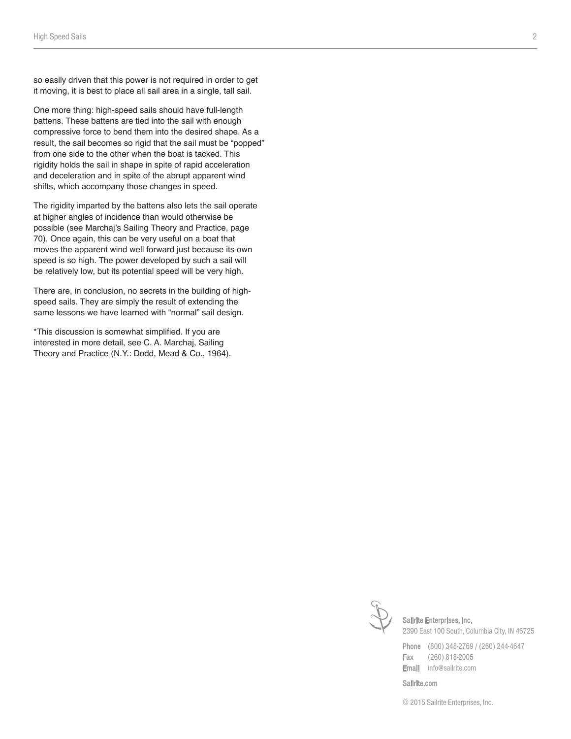so easily driven that this power is not required in order to get it moving, it is best to place all sail area in a single, tall sail.

One more thing: high-speed sails should have full-length battens. These battens are tied into the sail with enough compressive force to bend them into the desired shape. As a result, the sail becomes so rigid that the sail must be "popped" from one side to the other when the boat is tacked. This rigidity holds the sail in shape in spite of rapid acceleration and deceleration and in spite of the abrupt apparent wind shifts, which accompany those changes in speed.

The rigidity imparted by the battens also lets the sail operate at higher angles of incidence than would otherwise be possible (see Marchaj's Sailing Theory and Practice, page 70). Once again, this can be very useful on a boat that moves the apparent wind well forward just because its own speed is so high. The power developed by such a sail will be relatively low, but its potential speed will be very high.

There are, in conclusion, no secrets in the building of high-speed sails. They are simply the result of extending the same lessons we have learned with "normal" sail design.

*This discussion is somewhat simplified. If you are interested in more detail, see C. A. Marchaj, Sailing Theory and Practice (N.Y.: Dodd, Mead & Co., 1964).

Sailrite Enterprises, Inc.
2390 East 100 South, Columbia City, IN 46725

Phone (800) 348-2769 / (260) 244-4647
Fax (260) 818-2005
Email info@sailrite.com

Sailrite.com

© 2015 Sailrite Enterprises, Inc.